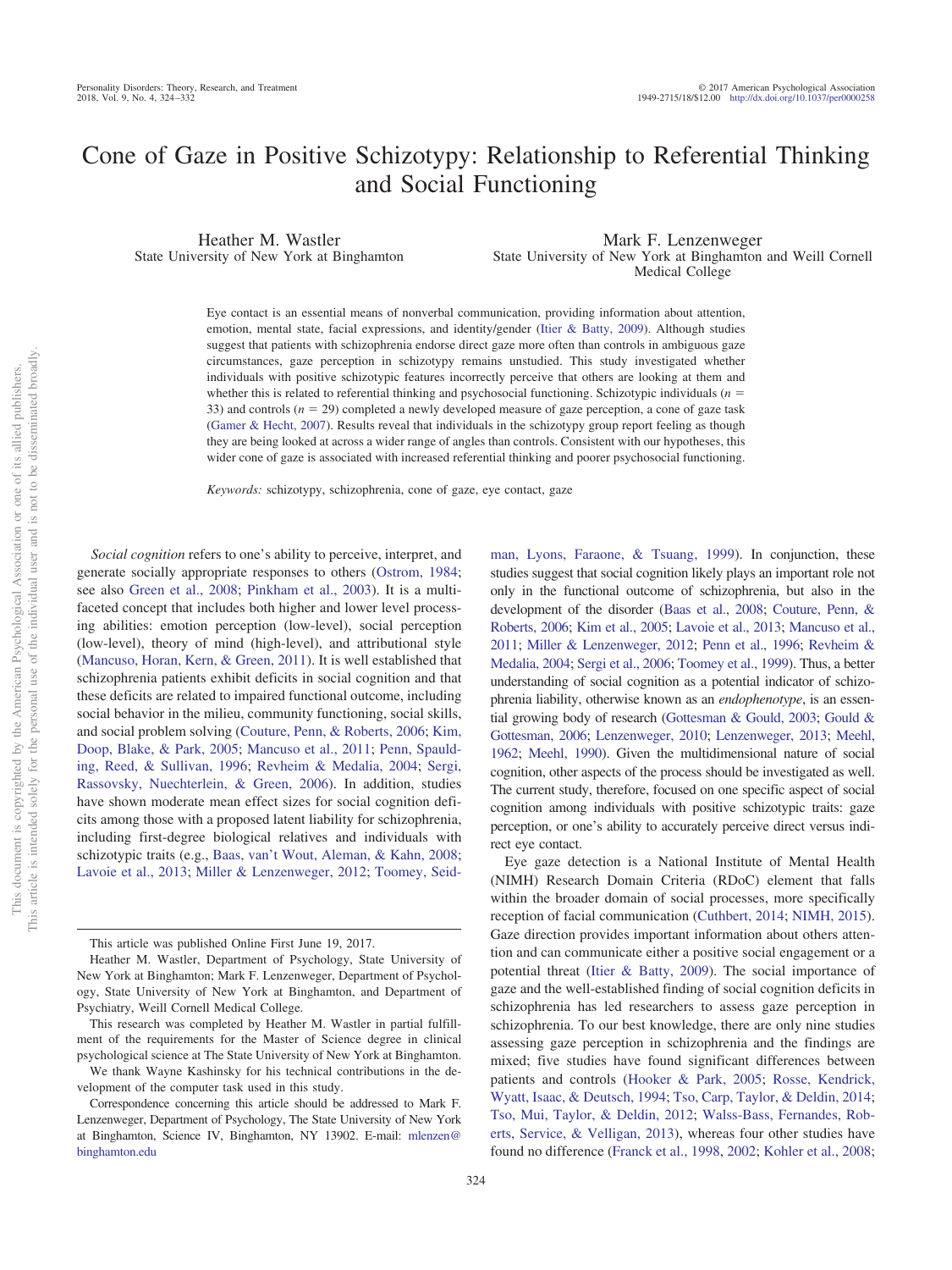# Cone of Gaze in Positive Schizotypy: Relationship to Referential Thinking and Social Functioning

Heather M. Wastler
State University of New York at Binghamton

Mark F. Lenzenweger
State University of New York at Binghamton and Weill Cornell Medical College

Eye contact is an essential means of nonverbal communication, providing information about attention, emotion, mental state, facial expressions, and identity/gender (Itier & Batty, 2009). Although studies suggest that patients with schizophrenia endorse direct gaze more often than controls in ambiguous gaze circumstances, gaze perception in schizotypy remains unstudied. This study investigated whether individuals with positive schizotypic features incorrectly perceive that others are looking at them and whether this is related to referential thinking and psychosocial functioning. Schizotypic individuals ($n$ = 33) and controls ($n$ = 29) completed a newly developed measure of gaze perception, a cone of gaze task (Gamer & Hecht, 2007). Results reveal that individuals in the schizotypy group report feeling as though they are being looked at across a wider range of angles than controls. Consistent with our hypotheses, this wider cone of gaze is associated with increased referential thinking and poorer psychosocial functioning.

*Keywords:* schizotypy, schizophrenia, cone of gaze, eye contact, gaze

*Social cognition* refers to one's ability to perceive, interpret, and generate socially appropriate responses to others (Ostrom, 1984; see also Green et al., 2008; Pinkham et al., 2003). It is a multifaceted concept that includes both higher and lower level processing abilities: emotion perception (low-level), social perception (low-level), theory of mind (high-level), and attributional style (Mancuso, Horan, Kern, & Green, 2011). It is well established that schizophrenia patients exhibit deficits in social cognition and that these deficits are related to impaired functional outcome, including social behavior in the milieu, community functioning, social skills, and social problem solving (Couture, Penn, & Roberts, 2006; Kim, Doop, Blake, & Park, 2005; Mancuso et al., 2011; Penn, Spaulding, Reed, & Sullivan, 1996; Revheim & Medalia, 2004; Sergi, Rassovsky, Nuechterlein, & Green, 2006). In addition, studies have shown moderate mean effect sizes for social cognition deficits among those with a proposed latent liability for schizophrenia, including first-degree biological relatives and individuals with schizotypic traits (e.g., Baas, van't Wout, Aleman, & Kahn, 2008; Lavoie et al., 2013; Miller & Lenzenweger, 2012; Toomey, Seidman, Lyons, Faraone, & Tsuang, 1999). In conjunction, these studies suggest that social cognition likely plays an important role not only in the functional outcome of schizophrenia, but also in the development of the disorder (Baas et al., 2008; Couture, Penn, & Roberts, 2006; Kim et al., 2005; Lavoie et al., 2013; Mancuso et al., 2011; Miller & Lenzenweger, 2012; Penn et al., 1996; Revheim & Medalia, 2004; Sergi et al., 2006; Toomey et al., 1999). Thus, a better understanding of social cognition as a potential indicator of schizophrenia liability, otherwise known as an *endophenotype*, is an essential growing body of research (Gottesman & Gould, 2003; Gould & Gottesman, 2006; Lenzenweger, 2010; Lenzenweger, 2013; Meehl, 1962; Meehl, 1990). Given the multidimensional nature of social cognition, other aspects of the process should be investigated as well. The current study, therefore, focused on one specific aspect of social cognition among individuals with positive schizotypic traits: gaze perception, or one's ability to accurately perceive direct versus indirect eye contact.

Eye gaze detection is a National Institute of Mental Health (NIMH) Research Domain Criteria (RDoC) element that falls within the broader domain of social processes, more specifically reception of facial communication (Cuthbert, 2014; NIMH, 2015). Gaze direction provides important information about others attention and can communicate either a positive social engagement or a potential threat (Itier & Batty, 2009). The social importance of gaze and the well-established finding of social cognition deficits in schizophrenia has led researchers to assess gaze perception in schizophrenia. To our best knowledge, there are only nine studies assessing gaze perception in schizophrenia and the findings are mixed; five studies have found significant differences between patients and controls (Hooker & Park, 2005; Rosse, Kendrick, Wyatt, Isaac, & Deutsch, 1994; Tso, Carp, Taylor, & Deldin, 2014; Tso, Mui, Taylor, & Deldin, 2012; Walss-Bass, Fernandes, Roberts, Service, & Velligan, 2013), whereas four other studies have found no difference (Franck et al., 1998, 2002; Kohler et al., 2008;

---

This article was published Online First June 19, 2017.

Heather M. Wastler, Department of Psychology, State University of New York at Binghamton; Mark F. Lenzenweger, Department of Psychology, State University of New York at Binghamton, and Department of Psychiatry, Weill Cornell Medical College.

This research was completed by Heather M. Wastler in partial fulfillment of the requirements for the Master of Science degree in clinical psychological science at The State University of New York at Binghamton.

We thank Wayne Kashinsky for his technical contributions in the development of the computer task used in this study.

Correspondence concerning this article should be addressed to Mark F. Lenzenweger, Department of Psychology, The State University of New York at Binghamton, Science IV, Binghamton, NY 13902. E-mail: mlenzen@binghamton.edu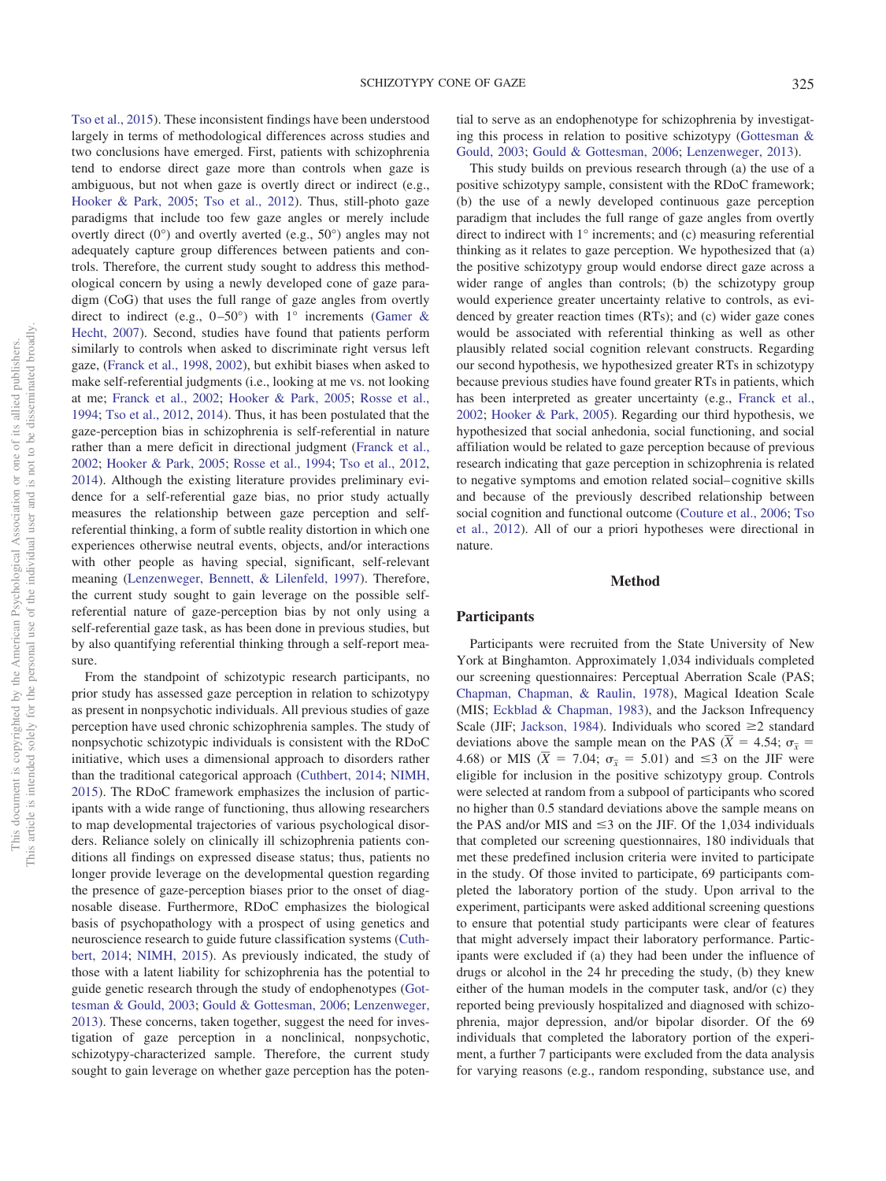Tso et al., 2015). These inconsistent findings have been understood largely in terms of methodological differences across studies and two conclusions have emerged. First, patients with schizophrenia tend to endorse direct gaze more than controls when gaze is ambiguous, but not when gaze is overtly direct or indirect (e.g., Hooker & Park, 2005; Tso et al., 2012). Thus, still-photo gaze paradigms that include too few gaze angles or merely include overtly direct (0°) and overtly averted (e.g., 50°) angles may not adequately capture group differences between patients and controls. Therefore, the current study sought to address this methodological concern by using a newly developed cone of gaze paradigm (CoG) that uses the full range of gaze angles from overtly direct to indirect (e.g., 0–50°) with 1° increments (Gamer & Hecht, 2007). Second, studies have found that patients perform similarly to controls when asked to discriminate right versus left gaze, (Franck et al., 1998, 2002), but exhibit biases when asked to make self-referential judgments (i.e., looking at me vs. not looking at me; Franck et al., 2002; Hooker & Park, 2005; Rosse et al., 1994; Tso et al., 2012, 2014). Thus, it has been postulated that the gaze-perception bias in schizophrenia is self-referential in nature rather than a mere deficit in directional judgment (Franck et al., 2002; Hooker & Park, 2005; Rosse et al., 1994; Tso et al., 2012, 2014). Although the existing literature provides preliminary evidence for a self-referential gaze bias, no prior study actually measures the relationship between gaze perception and self-referential thinking, a form of subtle reality distortion in which one experiences otherwise neutral events, objects, and/or interactions with other people as having special, significant, self-relevant meaning (Lenzenweger, Bennett, & Lilenfeld, 1997). Therefore, the current study sought to gain leverage on the possible self-referential nature of gaze-perception bias by not only using a self-referential gaze task, as has been done in previous studies, but by also quantifying referential thinking through a self-report measure.

From the standpoint of schizotypic research participants, no prior study has assessed gaze perception in relation to schizotypy as present in nonpsychotic individuals. All previous studies of gaze perception have used chronic schizophrenia samples. The study of nonpsychotic schizotypic individuals is consistent with the RDoC initiative, which uses a dimensional approach to disorders rather than the traditional categorical approach (Cuthbert, 2014; NIMH, 2015). The RDoC framework emphasizes the inclusion of participants with a wide range of functioning, thus allowing researchers to map developmental trajectories of various psychological disorders. Reliance solely on clinically ill schizophrenia patients conditions all findings on expressed disease status; thus, patients no longer provide leverage on the developmental question regarding the presence of gaze-perception biases prior to the onset of diagnosable disease. Furthermore, RDoC emphasizes the biological basis of psychopathology with a prospect of using genetics and neuroscience research to guide future classification systems (Cuthbert, 2014; NIMH, 2015). As previously indicated, the study of those with a latent liability for schizophrenia has the potential to guide genetic research through the study of endophenotypes (Gottesman & Gould, 2003; Gould & Gottesman, 2006; Lenzenweger, 2013). These concerns, taken together, suggest the need for investigation of gaze perception in a nonclinical, nonpsychotic, schizotypy-characterized sample. Therefore, the current study sought to gain leverage on whether gaze perception has the potential to serve as an endophenotype for schizophrenia by investigating this process in relation to positive schizotypy (Gottesman & Gould, 2003; Gould & Gottesman, 2006; Lenzenweger, 2013).

This study builds on previous research through (a) the use of a positive schizotypy sample, consistent with the RDoC framework; (b) the use of a newly developed continuous gaze perception paradigm that includes the full range of gaze angles from overtly direct to indirect with 1° increments; and (c) measuring referential thinking as it relates to gaze perception. We hypothesized that (a) the positive schizotypy group would endorse direct gaze across a wider range of angles than controls; (b) the schizotypy group would experience greater uncertainty relative to controls, as evidenced by greater reaction times (RTs); and (c) wider gaze cones would be associated with referential thinking as well as other plausibly related social cognition relevant constructs. Regarding our second hypothesis, we hypothesized greater RTs in schizotypy because previous studies have found greater RTs in patients, which has been interpreted as greater uncertainty (e.g., Franck et al., 2002; Hooker & Park, 2005). Regarding our third hypothesis, we hypothesized that social anhedonia, social functioning, and social affiliation would be related to gaze perception because of previous research indicating that gaze perception in schizophrenia is related to negative symptoms and emotion related social–cognitive skills and because of the previously described relationship between social cognition and functional outcome (Couture et al., 2006; Tso et al., 2012). All of our a priori hypotheses were directional in nature.

## Method

### Participants

Participants were recruited from the State University of New York at Binghamton. Approximately 1,034 individuals completed our screening questionnaires: Perceptual Aberration Scale (PAS; Chapman, Chapman, & Raulin, 1978), Magical Ideation Scale (MIS; Eckblad & Chapman, 1983), and the Jackson Infrequency Scale (JIF; Jackson, 1984). Individuals who scored ≥2 standard deviations above the sample mean on the PAS ($\overline{X}$ = 4.54; $\sigma_{\overline{x}}$ = 4.68) or MIS ($\overline{X}$ = 7.04; $\sigma_{\overline{x}}$ = 5.01) and ≤3 on the JIF were eligible for inclusion in the positive schizotypy group. Controls were selected at random from a subpool of participants who scored no higher than 0.5 standard deviations above the sample means on the PAS and/or MIS and ≤3 on the JIF. Of the 1,034 individuals that completed our screening questionnaires, 180 individuals that met these predefined inclusion criteria were invited to participate in the study. Of those invited to participate, 69 participants completed the laboratory portion of the study. Upon arrival to the experiment, participants were asked additional screening questions to ensure that potential study participants were clear of features that might adversely impact their laboratory performance. Participants were excluded if (a) they had been under the influence of drugs or alcohol in the 24 hr preceding the study, (b) they knew either of the human models in the computer task, and/or (c) they reported being previously hospitalized and diagnosed with schizophrenia, major depression, and/or bipolar disorder. Of the 69 individuals that completed the laboratory portion of the experiment, a further 7 participants were excluded from the data analysis for varying reasons (e.g., random responding, substance use, and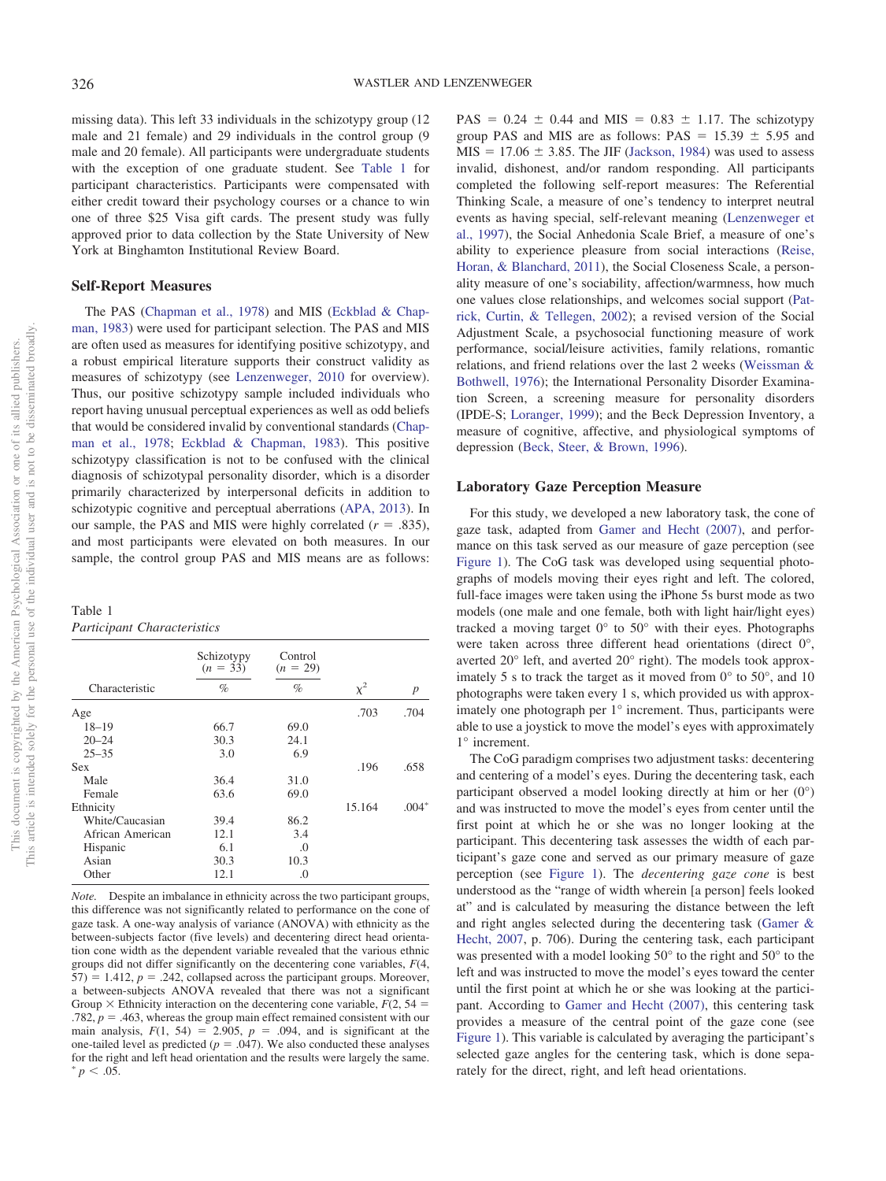missing data). This left 33 individuals in the schizotypy group (12 male and 21 female) and 29 individuals in the control group (9 male and 20 female). All participants were undergraduate students with the exception of one graduate student. See Table 1 for participant characteristics. Participants were compensated with either credit toward their psychology courses or a chance to win one of three $25 Visa gift cards. The present study was fully approved prior to data collection by the State University of New York at Binghamton Institutional Review Board.

## Self-Report Measures

The PAS (Chapman et al., 1978) and MIS (Eckblad & Chapman, 1983) were used for participant selection. The PAS and MIS are often used as measures for identifying positive schizotypy, and a robust empirical literature supports their construct validity as measures of schizotypy (see Lenzenweger, 2010 for overview). Thus, our positive schizotypy sample included individuals who report having unusual perceptual experiences as well as odd beliefs that would be considered invalid by conventional standards (Chapman et al., 1978; Eckblad & Chapman, 1983). This positive schizotypy classification is not to be confused with the clinical diagnosis of schizotypal personality disorder, which is a disorder primarily characterized by interpersonal deficits in addition to schizotypic cognitive and perceptual aberrations (APA, 2013). In our sample, the PAS and MIS were highly correlated ($r$ = .835), and most participants were elevated on both measures. In our sample, the control group PAS and MIS means are as follows: PAS = 0.24 ± 0.44 and MIS = 0.83 ± 1.17. The schizotypy group PAS and MIS are as follows: PAS = 15.39 ± 5.95 and MIS = 17.06 ± 3.85. The JIF (Jackson, 1984) was used to assess invalid, dishonest, and/or random responding. All participants completed the following self-report measures: The Referential Thinking Scale, a measure of one's tendency to interpret neutral events as having special, self-relevant meaning (Lenzenweger et al., 1997), the Social Anhedonia Scale Brief, a measure of one's ability to experience pleasure from social interactions (Reise, Horan, & Blanchard, 2011), the Social Closeness Scale, a personality measure of one's sociability, affection/warmness, how much one values close relationships, and welcomes social support (Patrick, Curtin, & Tellegen, 2002); a revised version of the Social Adjustment Scale, a psychosocial functioning measure of work performance, social/leisure activities, family relations, romantic relations, and friend relations over the last 2 weeks (Weissman & Bothwell, 1976); the International Personality Disorder Examination Screen, a screening measure for personality disorders (IPDE-S; Loranger, 1999); and the Beck Depression Inventory, a measure of cognitive, affective, and physiological symptoms of depression (Beck, Steer, & Brown, 1996).

Table 1
*Participant Characteristics*

| Characteristic | Schizotypy ($n$ = 33) % | Control ($n$ = 29) % | $\chi^2$ | $p$ |
|---|---|---|---|---|
| Age | | | .703 | .704 |
| 18–19 | 66.7 | 69.0 | | |
| 20–24 | 30.3 | 24.1 | | |
| 25–35 | 3.0 | 6.9 | | |
| Sex | | | .196 | .658 |
| Male | 36.4 | 31.0 | | |
| Female | 63.6 | 69.0 | | |
| Ethnicity | | | 15.164 | .004* |
| White/Caucasian | 39.4 | 86.2 | | |
| African American | 12.1 | 3.4 | | |
| Hispanic | 6.1 | .0 | | |
| Asian | 30.3 | 10.3 | | |
| Other | 12.1 | .0 | | |

*Note.* Despite an imbalance in ethnicity across the two participant groups, this difference was not significantly related to performance on the cone of gaze task. A one-way analysis of variance (ANOVA) with ethnicity as the between-subjects factor (five levels) and decentering direct head orientation cone width as the dependent variable revealed that the various ethnic groups did not differ significantly on the decentering cone variables, $F(4, 57) = 1.412$, $p = .242$, collapsed across the participant groups. Moreover, a between-subjects ANOVA revealed that there was not a significant Group × Ethnicity interaction on the decentering cone variable, $F(2, 54 = .782$, $p = .463$, whereas the group main effect remained consistent with our main analysis, $F(1, 54) = 2.905$, $p = .094$, and is significant at the one-tailed level as predicted ($p = .047$). We also conducted these analyses for the right and left head orientation and the results were largely the same.
* $p < .05$.

## Laboratory Gaze Perception Measure

For this study, we developed a new laboratory task, the cone of gaze task, adapted from Gamer and Hecht (2007), and performance on this task served as our measure of gaze perception (see Figure 1). The CoG task was developed using sequential photographs of models moving their eyes right and left. The colored, full-face images were taken using the iPhone 5s burst mode as two models (one male and one female, both with light hair/light eyes) tracked a moving target 0° to 50° with their eyes. Photographs were taken across three different head orientations (direct 0°, averted 20° left, and averted 20° right). The models took approximately 5 s to track the target as it moved from 0° to 50°, and 10 photographs were taken every 1 s, which provided us with approximately one photograph per 1° increment. Thus, participants were able to use a joystick to move the model's eyes with approximately 1° increment.

The CoG paradigm comprises two adjustment tasks: decentering and centering of a model's eyes. During the decentering task, each participant observed a model looking directly at him or her (0°) and was instructed to move the model's eyes from center until the first point at which he or she was no longer looking at the participant. This decentering task assesses the width of each participant's gaze cone and served as our primary measure of gaze perception (see Figure 1). The *decentering gaze cone* is best understood as the "range of width wherein [a person] feels looked at" and is calculated by measuring the distance between the left and right angles selected during the decentering task (Gamer & Hecht, 2007, p. 706). During the centering task, each participant was presented with a model looking 50° to the right and 50° to the left and was instructed to move the model's eyes toward the center until the first point at which he or she was looking at the participant. According to Gamer and Hecht (2007), this centering task provides a measure of the central point of the gaze cone (see Figure 1). This variable is calculated by averaging the participant's selected gaze angles for the centering task, which is done separately for the direct, right, and left head orientations.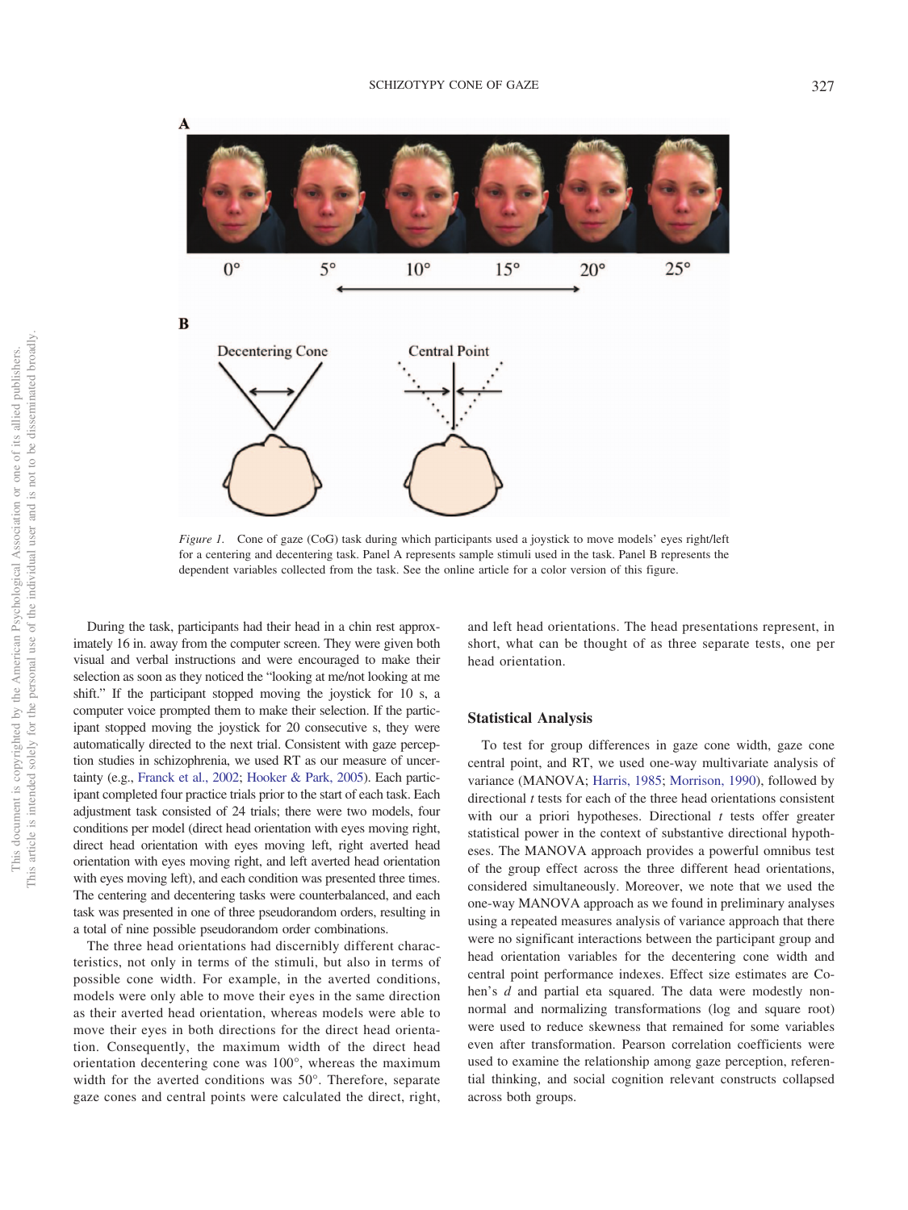*Figure 1.* Cone of gaze (CoG) task during which participants used a joystick to move models' eyes right/left for a centering and decentering task. Panel A represents sample stimuli used in the task. Panel B represents the dependent variables collected from the task. See the online article for a color version of this figure.

During the task, participants had their head in a chin rest approximately 16 in. away from the computer screen. They were given both visual and verbal instructions and were encouraged to make their selection as soon as they noticed the "looking at me/not looking at me shift." If the participant stopped moving the joystick for 10 s, a computer voice prompted them to make their selection. If the participant stopped moving the joystick for 20 consecutive s, they were automatically directed to the next trial. Consistent with gaze perception studies in schizophrenia, we used RT as our measure of uncertainty (e.g., Franck et al., 2002; Hooker & Park, 2005). Each participant completed four practice trials prior to the start of each task. Each adjustment task consisted of 24 trials; there were two models, four conditions per model (direct head orientation with eyes moving right, direct head orientation with eyes moving left, right averted head orientation with eyes moving right, and left averted head orientation with eyes moving left), and each condition was presented three times. The centering and decentering tasks were counterbalanced, and each task was presented in one of three pseudorandom orders, resulting in a total of nine possible pseudorandom order combinations.

The three head orientations had discernibly different characteristics, not only in terms of the stimuli, but also in terms of possible cone width. For example, in the averted conditions, models were only able to move their eyes in the same direction as their averted head orientation, whereas models were able to move their eyes in both directions for the direct head orientation. Consequently, the maximum width of the direct head orientation decentering cone was 100°, whereas the maximum width for the averted conditions was 50°. Therefore, separate gaze cones and central points were calculated the direct, right, and left head orientations. The head presentations represent, in short, what can be thought of as three separate tests, one per head orientation.

## Statistical Analysis

To test for group differences in gaze cone width, gaze cone central point, and RT, we used one-way multivariate analysis of variance (MANOVA; Harris, 1985; Morrison, 1990), followed by directional *t* tests for each of the three head orientations consistent with our a priori hypotheses. Directional *t* tests offer greater statistical power in the context of substantive directional hypotheses. The MANOVA approach provides a powerful omnibus test of the group effect across the three different head orientations, considered simultaneously. Moreover, we note that we used the one-way MANOVA approach as we found in preliminary analyses using a repeated measures analysis of variance approach that there were no significant interactions between the participant group and head orientation variables for the decentering cone width and central point performance indexes. Effect size estimates are Cohen's *d* and partial eta squared. The data were modestly nonnormal and normalizing transformations (log and square root) were used to reduce skewness that remained for some variables even after transformation. Pearson correlation coefficients were used to examine the relationship among gaze perception, referential thinking, and social cognition relevant constructs collapsed across both groups.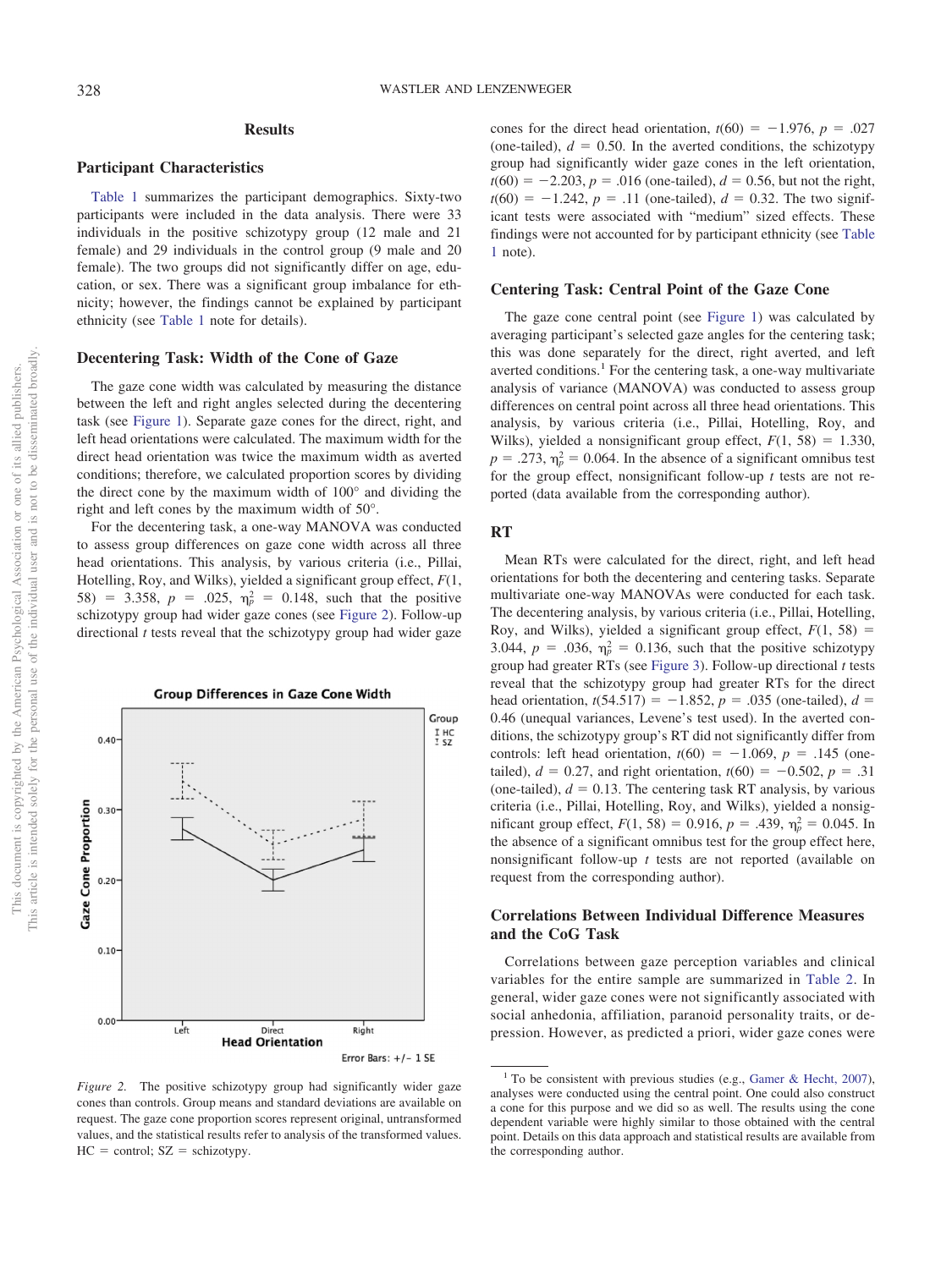## Results

### Participant Characteristics

Table 1 summarizes the participant demographics. Sixty-two participants were included in the data analysis. There were 33 individuals in the positive schizotypy group (12 male and 21 female) and 29 individuals in the control group (9 male and 20 female). The two groups did not significantly differ on age, education, or sex. There was a significant group imbalance for ethnicity; however, the findings cannot be explained by participant ethnicity (see Table 1 note for details).

### Decentering Task: Width of the Cone of Gaze

The gaze cone width was calculated by measuring the distance between the left and right angles selected during the decentering task (see Figure 1). Separate gaze cones for the direct, right, and left head orientations were calculated. The maximum width for the direct head orientation was twice the maximum width as averted conditions; therefore, we calculated proportion scores by dividing the direct cone by the maximum width of 100° and dividing the right and left cones by the maximum width of 50°.

For the decentering task, a one-way MANOVA was conducted to assess group differences on gaze cone width across all three head orientations. This analysis, by various criteria (i.e., Pillai, Hotelling, Roy, and Wilks), yielded a significant group effect, $F(1, 58) = 3.358$, $p = .025$, $\eta_p^2 = 0.148$, such that the positive schizotypy group had wider gaze cones (see Figure 2). Follow-up directional *t* tests reveal that the schizotypy group had wider gaze cones for the direct head orientation, $t(60) = -1.976$, $p = .027$ (one-tailed), $d = 0.50$. In the averted conditions, the schizotypy group had significantly wider gaze cones in the left orientation, $t(60) = -2.203$, $p = .016$ (one-tailed), $d = 0.56$, but not the right, $t(60) = -1.242$, $p = .11$ (one-tailed), $d = 0.32$. The two significant tests were associated with "medium" sized effects. These findings were not accounted for by participant ethnicity (see Table 1 note).

*Figure 2.* The positive schizotypy group had significantly wider gaze cones than controls. Group means and standard deviations are available on request. The gaze cone proportion scores represent original, untransformed values, and the statistical results refer to analysis of the transformed values. HC = control; SZ = schizotypy.

### Centering Task: Central Point of the Gaze Cone

The gaze cone central point (see Figure 1) was calculated by averaging participant's selected gaze angles for the centering task; this was done separately for the direct, right averted, and left averted conditions.[1] For the centering task, a one-way multivariate analysis of variance (MANOVA) was conducted to assess group differences on central point across all three head orientations. This analysis, by various criteria (i.e., Pillai, Hotelling, Roy, and Wilks), yielded a nonsignificant group effect, $F(1, 58) = 1.330$, $p = .273$, $\eta_p^2 = 0.064$. In the absence of a significant omnibus test for the group effect, nonsignificant follow-up *t* tests are not reported (data available from the corresponding author).

### RT

Mean RTs were calculated for the direct, right, and left head orientations for both the decentering and centering tasks. Separate multivariate one-way MANOVAs were conducted for each task. The decentering analysis, by various criteria (i.e., Pillai, Hotelling, Roy, and Wilks), yielded a significant group effect, $F(1, 58) = 3.044$, $p = .036$, $\eta_p^2 = 0.136$, such that the positive schizotypy group had greater RTs (see Figure 3). Follow-up directional *t* tests reveal that the schizotypy group had greater RTs for the direct head orientation, $t(54.517) = -1.852$, $p = .035$ (one-tailed), $d = 0.46$ (unequal variances, Levene's test used). In the averted conditions, the schizotypy group's RT did not significantly differ from controls: left head orientation, $t(60) = -1.069$, $p = .145$ (one-tailed), $d = 0.27$, and right orientation, $t(60) = -0.502$, $p = .31$ (one-tailed), $d = 0.13$. The centering task RT analysis, by various criteria (i.e., Pillai, Hotelling, Roy, and Wilks), yielded a nonsignificant group effect, $F(1, 58) = 0.916$, $p = .439$, $\eta_p^2 = 0.045$. In the absence of a significant omnibus test for the group effect here, nonsignificant follow-up *t* tests are not reported (available on request from the corresponding author).

### Correlations Between Individual Difference Measures and the CoG Task

Correlations between gaze perception variables and clinical variables for the entire sample are summarized in Table 2. In general, wider gaze cones were not significantly associated with social anhedonia, affiliation, paranoid personality traits, or depression. However, as predicted a priori, wider gaze cones were

[1] To be consistent with previous studies (e.g., Gamer & Hecht, 2007), analyses were conducted using the central point. One could also construct a cone for this purpose and we did so as well. The results using the cone dependent variable were highly similar to those obtained with the central point. Details on this data approach and statistical results are available from the corresponding author.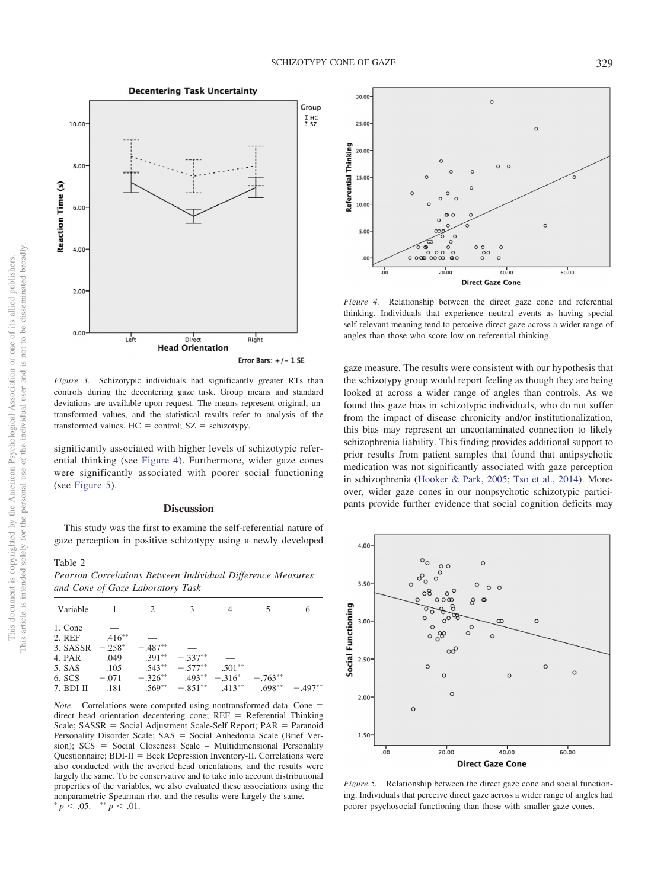Figure 3. Schizotypic individuals had significantly greater RTs than controls during the decentering gaze task. Group means and standard deviations are available upon request. The means represent original, untransformed values, and the statistical results refer to analysis of the transformed values. HC = control; SZ = schizotypy.

significantly associated with higher levels of schizotypic referential thinking (see Figure 4). Furthermore, wider gaze cones were significantly associated with poorer social functioning (see Figure 5).

## Discussion

This study was the first to examine the self-referential nature of gaze perception in positive schizotypy using a newly developed gaze measure. The results were consistent with our hypothesis that the schizotypy group would report feeling as though they are being looked at across a wider range of angles than controls. As we found this gaze bias in schizotypic individuals, who do not suffer from the impact of disease chronicity and/or institutionalization, this bias may represent an uncontaminated connection to likely schizophrenia liability. This finding provides additional support to prior results from patient samples that found that antipsychotic medication was not significantly associated with gaze perception in schizophrenia (Hooker & Park, 2005; Tso et al., 2014). Moreover, wider gaze cones in our nonpsychotic schizotypic participants provide further evidence that social cognition deficits may

Table 2
*Pearson Correlations Between Individual Difference Measures and Cone of Gaze Laboratory Task*

| Variable | 1 | 2 | 3 | 4 | 5 | 6 |
|---|---|---|---|---|---|---|
| 1. Cone | — | | | | | |
| 2. REF | .416** | — | | | | |
| 3. SASSR | −.258* | −.487** | — | | | |
| 4. PAR | .049 | .391** | −.337** | — | | |
| 5. SAS | .105 | .543** | −.577** | .501** | — | |
| 6. SCS | −.071 | −.326** | .493** | −.316* | −.763** | — |
| 7. BDI-II | .181 | .569** | −.851** | .413** | .698** | −.497** |

*Note*. Correlations were computed using nontransformed data. Cone = direct head orientation decentering cone; REF = Referential Thinking Scale; SASSR = Social Adjustment Scale-Self Report; PAR = Paranoid Personality Disorder Scale; SAS = Social Anhedonia Scale (Brief Version); SCS = Social Closeness Scale – Multidimensional Personality Questionnaire; BDI-II = Beck Depression Inventory-II. Correlations were also conducted with the averted head orientations, and the results were largely the same. To be conservative and to take into account distributional properties of the variables, we also evaluated these associations using the nonparametric Spearman rho, and the results were largely the same.
$^{*}p < .05$. $^{**}p < .01$.

Figure 4. Relationship between the direct gaze cone and referential thinking. Individuals that experience neutral events as having special self-relevant meaning tend to perceive direct gaze across a wider range of angles than those who score low on referential thinking.

Figure 5. Relationship between the direct gaze cone and social functioning. Individuals that perceive direct gaze across a wider range of angles had poorer psychosocial functioning than those with smaller gaze cones.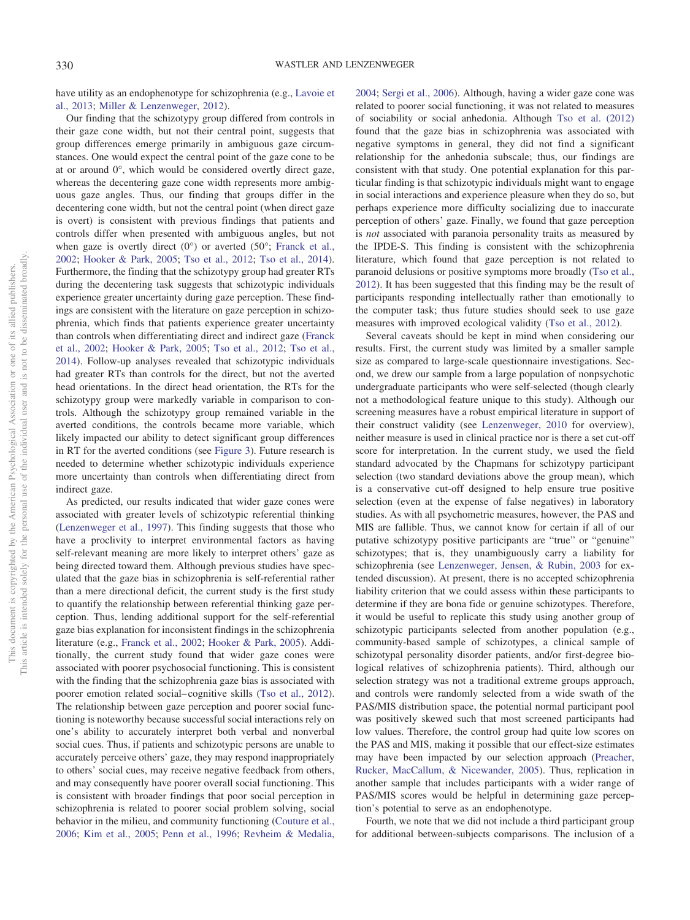have utility as an endophenotype for schizophrenia (e.g., Lavoie et al., 2013; Miller & Lenzenweger, 2012).

Our finding that the schizotypy group differed from controls in their gaze cone width, but not their central point, suggests that group differences emerge primarily in ambiguous gaze circumstances. One would expect the central point of the gaze cone to be at or around 0°, which would be considered overtly direct gaze, whereas the decentering gaze cone width represents more ambiguous gaze angles. Thus, our finding that groups differ in the decentering cone width, but not the central point (when direct gaze is overt) is consistent with previous findings that patients and controls differ when presented with ambiguous angles, but not when gaze is overtly direct (0°) or averted (50°; Franck et al., 2002; Hooker & Park, 2005; Tso et al., 2012; Tso et al., 2014). Furthermore, the finding that the schizotypy group had greater RTs during the decentering task suggests that schizotypic individuals experience greater uncertainty during gaze perception. These findings are consistent with the literature on gaze perception in schizophrenia, which finds that patients experience greater uncertainty than controls when differentiating direct and indirect gaze (Franck et al., 2002; Hooker & Park, 2005; Tso et al., 2012; Tso et al., 2014). Follow-up analyses revealed that schizotypic individuals had greater RTs than controls for the direct, but not the averted head orientations. In the direct head orientation, the RTs for the schizotypy group were markedly variable in comparison to controls. Although the schizotypy group remained variable in the averted conditions, the controls became more variable, which likely impacted our ability to detect significant group differences in RT for the averted conditions (see Figure 3). Future research is needed to determine whether schizotypic individuals experience more uncertainty than controls when differentiating direct from indirect gaze.

As predicted, our results indicated that wider gaze cones were associated with greater levels of schizotypic referential thinking (Lenzenweger et al., 1997). This finding suggests that those who have a proclivity to interpret environmental factors as having self-relevant meaning are more likely to interpret others' gaze as being directed toward them. Although previous studies have speculated that the gaze bias in schizophrenia is self-referential rather than a mere directional deficit, the current study is the first study to quantify the relationship between referential thinking gaze perception. Thus, lending additional support for the self-referential gaze bias explanation for inconsistent findings in the schizophrenia literature (e.g., Franck et al., 2002; Hooker & Park, 2005). Additionally, the current study found that wider gaze cones were associated with poorer psychosocial functioning. This is consistent with the finding that the schizophrenia gaze bias is associated with poorer emotion related social–cognitive skills (Tso et al., 2012). The relationship between gaze perception and poorer social functioning is noteworthy because successful social interactions rely on one's ability to accurately interpret both verbal and nonverbal social cues. Thus, if patients and schizotypic persons are unable to accurately perceive others' gaze, they may respond inappropriately to others' social cues, may receive negative feedback from others, and may consequently have poorer overall social functioning. This is consistent with broader findings that poor social perception in schizophrenia is related to poorer social problem solving, social behavior in the milieu, and community functioning (Couture et al., 2006; Kim et al., 2005; Penn et al., 1996; Revheim & Medalia, 2004; Sergi et al., 2006). Although, having a wider gaze cone was related to poorer social functioning, it was not related to measures of sociability or social anhedonia. Although Tso et al. (2012) found that the gaze bias in schizophrenia was associated with negative symptoms in general, they did not find a significant relationship for the anhedonia subscale; thus, our findings are consistent with that study. One potential explanation for this particular finding is that schizotypic individuals might want to engage in social interactions and experience pleasure when they do so, but perhaps experience more difficulty socializing due to inaccurate perception of others' gaze. Finally, we found that gaze perception is *not* associated with paranoia personality traits as measured by the IPDE-S. This finding is consistent with the schizophrenia literature, which found that gaze perception is not related to paranoid delusions or positive symptoms more broadly (Tso et al., 2012). It has been suggested that this finding may be the result of participants responding intellectually rather than emotionally to the computer task; thus future studies should seek to use gaze measures with improved ecological validity (Tso et al., 2012).

Several caveats should be kept in mind when considering our results. First, the current study was limited by a smaller sample size as compared to large-scale questionnaire investigations. Second, we drew our sample from a large population of nonpsychotic undergraduate participants who were self-selected (though clearly not a methodological feature unique to this study). Although our screening measures have a robust empirical literature in support of their construct validity (see Lenzenweger, 2010 for overview), neither measure is used in clinical practice nor is there a set cut-off score for interpretation. In the current study, we used the field standard advocated by the Chapmans for schizotypy participant selection (two standard deviations above the group mean), which is a conservative cut-off designed to help ensure true positive selection (even at the expense of false negatives) in laboratory studies. As with all psychometric measures, however, the PAS and MIS are fallible. Thus, we cannot know for certain if all of our putative schizotypy positive participants are "true" or "genuine" schizotypes; that is, they unambiguously carry a liability for schizophrenia (see Lenzenweger, Jensen, & Rubin, 2003 for extended discussion). At present, there is no accepted schizophrenia liability criterion that we could assess within these participants to determine if they are bona fide or genuine schizotypes. Therefore, it would be useful to replicate this study using another group of schizotypic participants selected from another population (e.g., community-based sample of schizotypes, a clinical sample of schizotypal personality disorder patients, and/or first-degree biological relatives of schizophrenia patients). Third, although our selection strategy was not a traditional extreme groups approach, and controls were randomly selected from a wide swath of the PAS/MIS distribution space, the potential normal participant pool was positively skewed such that most screened participants had low values. Therefore, the control group had quite low scores on the PAS and MIS, making it possible that our effect-size estimates may have been impacted by our selection approach (Preacher, Rucker, MacCallum, & Nicewander, 2005). Thus, replication in another sample that includes participants with a wider range of PAS/MIS scores would be helpful in determining gaze perception's potential to serve as an endophenotype.

Fourth, we note that we did not include a third participant group for additional between-subjects comparisons. The inclusion of a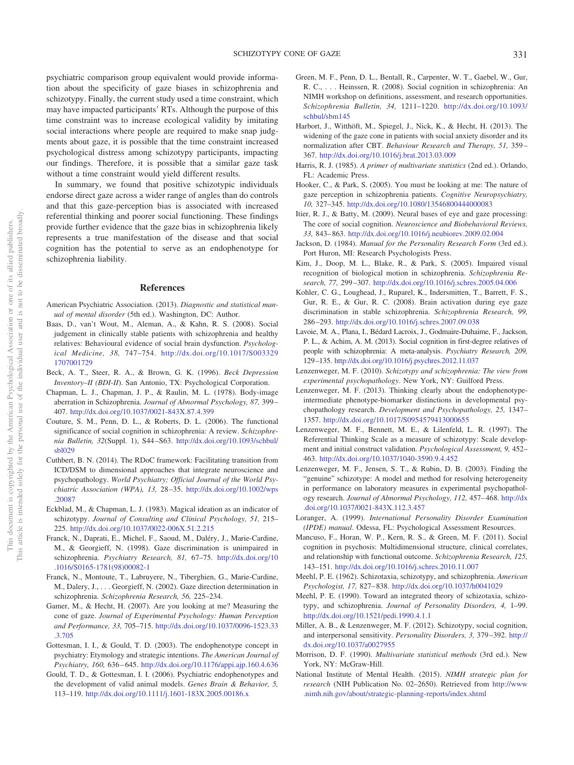psychiatric comparison group equivalent would provide information about the specificity of gaze biases in schizophrenia and schizotypy. Finally, the current study used a time constraint, which may have impacted participants' RTs. Although the purpose of this time constraint was to increase ecological validity by imitating social interactions where people are required to make snap judgments about gaze, it is possible that the time constraint increased psychological distress among schizotypy participants, impacting our findings. Therefore, it is possible that a similar gaze task without a time constraint would yield different results.

In summary, we found that positive schizotypic individuals endorse direct gaze across a wider range of angles than do controls and that this gaze-perception bias is associated with increased referential thinking and poorer social functioning. These findings provide further evidence that the gaze bias in schizophrenia likely represents a true manifestation of the disease and that social cognition has the potential to serve as an endophenotype for schizophrenia liability.

## References

American Psychiatric Association. (2013). *Diagnostic and statistical manual of mental disorder* (5th ed.). Washington, DC: Author.

Baas, D., van't Wout, M., Aleman, A., & Kahn, R. S. (2008). Social judgement in clinically stable patients with schizophrenia and healthy relatives: Behavioural evidence of social brain dysfunction. *Psychological Medicine, 38,* 747–754. http://dx.doi.org/10.1017/S0033291707001729

Beck, A. T., Steer, R. A., & Brown, G. K. (1996). *Beck Depression Inventory–II (BDI-II*). San Antonio, TX: Psychological Corporation.

Chapman, L. J., Chapman, J. P., & Raulin, M. L. (1978). Body-image aberration in Schizophrenia. *Journal of Abnormal Psychology, 87,* 399–407. http://dx.doi.org/10.1037/0021-843X.87.4.399

Couture, S. M., Penn, D. L., & Roberts, D. L. (2006). The functional significance of social cognition in schizophrenia: A review. *Schizophrenia Bulletin, 32*(Suppl. 1), S44–S63. http://dx.doi.org/10.1093/schbul/sbl029

Cuthbert, B. N. (2014). The RDoC framework: Facilitating transition from ICD/DSM to dimensional approaches that integrate neuroscience and psychopathology. *World Psychiatry; Official Journal of the World Psychiatric Association (WPA), 13,* 28–35. http://dx.doi.org/10.1002/wps.20087

Eckblad, M., & Chapman, L. J. (1983). Magical ideation as an indicator of schizotypy. *Journal of Consulting and Clinical Psychology, 51,* 215–225. http://dx.doi.org/10.1037/0022-006X.51.2.215

Franck, N., Daprati, E., Michel, F., Saoud, M., Daléry, J., Marie-Cardine, M., & Georgieff, N. (1998). Gaze discrimination is unimpaired in schizophrenia. *Psychiatry Research, 81,* 67–75. http://dx.doi.org/10.1016/S0165-1781(98)00082-1

Franck, N., Montoute, T., Labruyere, N., Tiberghien, G., Marie-Cardine, M., Dalery, J., . . . Georgieff, N. (2002). Gaze direction determination in schizophrenia. *Schizophrenia Research, 56,* 225–234.

Gamer, M., & Hecht, H. (2007). Are you looking at me? Measuring the cone of gaze. *Journal of Experimental Psychology: Human Perception and Performance, 33,* 705–715. http://dx.doi.org/10.1037/0096-1523.33.3.705

Gottesman, I. I., & Gould, T. D. (2003). The endophenotype concept in psychiatry: Etymology and strategic intentions. *The American Journal of Psychiatry, 160,* 636–645. http://dx.doi.org/10.1176/appi.ajp.160.4.636

Gould, T. D., & Gottesman, I. I. (2006). Psychiatric endophenotypes and the development of valid animal models. *Genes Brain & Behavior, 5,* 113–119. http://dx.doi.org/10.1111/j.1601-183X.2005.00186.x

Green, M. F., Penn, D. L., Bentall, R., Carpenter, W. T., Gaebel, W., Gur, R. C., . . . Heinssen, R. (2008). Social cognition in schizophrenia: An NIMH workshop on definitions, assessment, and research opportunities. *Schizophrenia Bulletin, 34,* 1211–1220. http://dx.doi.org/10.1093/schbul/sbm145

Harbort, J., Witthöft, M., Spiegel, J., Nick, K., & Hecht, H. (2013). The widening of the gaze cone in patients with social anxiety disorder and its normalization after CBT. *Behaviour Research and Therapy, 51,* 359–367. http://dx.doi.org/10.1016/j.brat.2013.03.009

Harris, R. J. (1985). *A primer of multivariate statistics* (2nd ed.). Orlando, FL: Academic Press.

Hooker, C., & Park, S. (2005). You must be looking at me: The nature of gaze perception in schizophrenia patients. *Cognitive Neuropsychiatry, 10,* 327–345. http://dx.doi.org/10.1080/13546800444000083

Itier, R. J., & Batty, M. (2009). Neural bases of eye and gaze processing: The core of social cognition. *Neuroscience and Biobehavioral Reviews, 33,* 843–863. http://dx.doi.org/10.1016/j.neubiorev.2009.02.004

Jackson, D. (1984). *Manual for the Personality Research Form* (3rd ed.). Port Huron, MI: Research Psychologists Press.

Kim, J., Doop, M. L., Blake, R., & Park, S. (2005). Impaired visual recognition of biological motion in schizophrenia. *Schizophrenia Research, 77,* 299–307. http://dx.doi.org/10.1016/j.schres.2005.04.006

Kohler, C. G., Loughead, J., Ruparel, K., Indersmitten, T., Barrett, F. S., Gur, R. E., & Gur, R. C. (2008). Brain activation during eye gaze discrimination in stable schizophrenia. *Schizophrenia Research, 99,* 286–293. http://dx.doi.org/10.1016/j.schres.2007.09.038

Lavoie, M. A., Plana, I., Bédard Lacroix, J., Godmaire-Duhaime, F., Jackson, P. L., & Achim, A. M. (2013). Social cognition in first-degree relatives of people with schizophrenia: A meta-analysis. *Psychiatry Research, 209,* 129–135. http://dx.doi.org/10.1016/j.psychres.2012.11.037

Lenzenweger, M. F. (2010). *Schizotypy and schizophrenia: The view from experimental psychopathology*. New York, NY: Guilford Press.

Lenzenweger, M. F. (2013). Thinking clearly about the endophenotype-intermediate phenotype-biomarker distinctions in developmental psychopathology research. *Development and Psychopathology, 25,* 1347–1357. http://dx.doi.org/10.1017/S0954579413000655

Lenzenweger, M. F., Bennett, M. E., & Lilenfeld, L. R. (1997). The Referential Thinking Scale as a measure of schizotypy: Scale development and initial construct validation. *Psychological Assessment, 9,* 452–463. http://dx.doi.org/10.1037/1040-3590.9.4.452

Lenzenweger, M. F., Jensen, S. T., & Rubin, D. B. (2003). Finding the "genuine" schizotype: A model and method for resolving heterogeneity in performance on laboratory measures in experimental psychopathology research. *Journal of Abnormal Psychology, 112,* 457–468. http://dx.doi.org/10.1037/0021-843X.112.3.457

Loranger, A. (1999). *International Personality Disorder Examination (IPDE) manual*. Odessa, FL: Psychological Assessment Resources.

Mancuso, F., Horan, W. P., Kern, R. S., & Green, M. F. (2011). Social cognition in psychosis: Multidimensional structure, clinical correlates, and relationship with functional outcome. *Schizophrenia Research, 125,* 143–151. http://dx.doi.org/10.1016/j.schres.2010.11.007

Meehl, P. E. (1962). Schizotaxia, schizotypy, and schizophrenia. *American Psychologist, 17,* 827–838. http://dx.doi.org/10.1037/h0041029

Meehl, P. E. (1990). Toward an integrated theory of schizotaxia, schizotypy, and schizophrenia. *Journal of Personality Disorders, 4,* 1–99. http://dx.doi.org/10.1521/pedi.1990.4.1.1

Miller, A. B., & Lenzenweger, M. F. (2012). Schizotypy, social cognition, and interpersonal sensitivity. *Personality Disorders, 3,* 379–392. http://dx.doi.org/10.1037/a0027955

Morrison, D. F. (1990). *Multivariate statistical methods* (3rd ed.). New York, NY: McGraw-Hill.

National Institute of Mental Health. (2015). *NIMH strategic plan for research* (NIH Publication No. 02–2650). Retrieved from http://www.nimh.nih.gov/about/strategic-planning-reports/index.shtml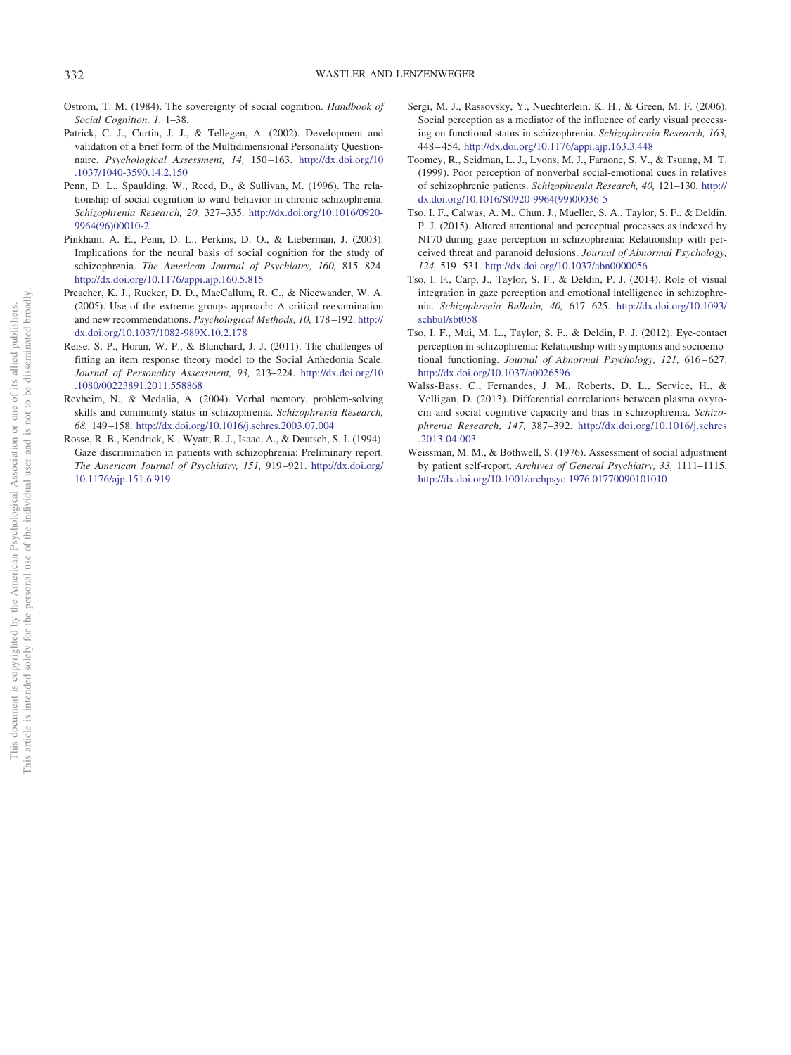Ostrom, T. M. (1984). The sovereignty of social cognition. *Handbook of Social Cognition, 1,* 1–38.

Patrick, C. J., Curtin, J. J., & Tellegen, A. (2002). Development and validation of a brief form of the Multidimensional Personality Questionnaire. *Psychological Assessment, 14,* 150–163. http://dx.doi.org/10.1037/1040-3590.14.2.150

Penn, D. L., Spaulding, W., Reed, D., & Sullivan, M. (1996). The relationship of social cognition to ward behavior in chronic schizophrenia. *Schizophrenia Research, 20,* 327–335. http://dx.doi.org/10.1016/0920-9964(96)00010-2

Pinkham, A. E., Penn, D. L., Perkins, D. O., & Lieberman, J. (2003). Implications for the neural basis of social cognition for the study of schizophrenia. *The American Journal of Psychiatry, 160,* 815–824. http://dx.doi.org/10.1176/appi.ajp.160.5.815

Preacher, K. J., Rucker, D. D., MacCallum, R. C., & Nicewander, W. A. (2005). Use of the extreme groups approach: A critical reexamination and new recommendations. *Psychological Methods, 10,* 178–192. http://dx.doi.org/10.1037/1082-989X.10.2.178

Reise, S. P., Horan, W. P., & Blanchard, J. J. (2011). The challenges of fitting an item response theory model to the Social Anhedonia Scale. *Journal of Personality Assessment, 93,* 213–224. http://dx.doi.org/10.1080/00223891.2011.558868

Revheim, N., & Medalia, A. (2004). Verbal memory, problem-solving skills and community status in schizophrenia. *Schizophrenia Research, 68,* 149–158. http://dx.doi.org/10.1016/j.schres.2003.07.004

Rosse, R. B., Kendrick, K., Wyatt, R. J., Isaac, A., & Deutsch, S. I. (1994). Gaze discrimination in patients with schizophrenia: Preliminary report. *The American Journal of Psychiatry, 151,* 919–921. http://dx.doi.org/10.1176/ajp.151.6.919

Sergi, M. J., Rassovsky, Y., Nuechterlein, K. H., & Green, M. F. (2006). Social perception as a mediator of the influence of early visual processing on functional status in schizophrenia. *Schizophrenia Research, 163,* 448–454. http://dx.doi.org/10.1176/appi.ajp.163.3.448

Toomey, R., Seidman, L. J., Lyons, M. J., Faraone, S. V., & Tsuang, M. T. (1999). Poor perception of nonverbal social-emotional cues in relatives of schizophrenic patients. *Schizophrenia Research, 40,* 121–130. http://dx.doi.org/10.1016/S0920-9964(99)00036-5

Tso, I. F., Calwas, A. M., Chun, J., Mueller, S. A., Taylor, S. F., & Deldin, P. J. (2015). Altered attentional and perceptual processes as indexed by N170 during gaze perception in schizophrenia: Relationship with perceived threat and paranoid delusions. *Journal of Abnormal Psychology, 124,* 519–531. http://dx.doi.org/10.1037/abn0000056

Tso, I. F., Carp, J., Taylor, S. F., & Deldin, P. J. (2014). Role of visual integration in gaze perception and emotional intelligence in schizophrenia. *Schizophrenia Bulletin, 40,* 617–625. http://dx.doi.org/10.1093/schbul/sbt058

Tso, I. F., Mui, M. L., Taylor, S. F., & Deldin, P. J. (2012). Eye-contact perception in schizophrenia: Relationship with symptoms and socioemotional functioning. *Journal of Abnormal Psychology, 121,* 616–627. http://dx.doi.org/10.1037/a0026596

Walss-Bass, C., Fernandes, J. M., Roberts, D. L., Service, H., & Velligan, D. (2013). Differential correlations between plasma oxytocin and social cognitive capacity and bias in schizophrenia. *Schizophrenia Research, 147,* 387–392. http://dx.doi.org/10.1016/j.schres.2013.04.003

Weissman, M. M., & Bothwell, S. (1976). Assessment of social adjustment by patient self-report. *Archives of General Psychiatry, 33,* 1111–1115. http://dx.doi.org/10.1001/archpsyc.1976.01770090101010